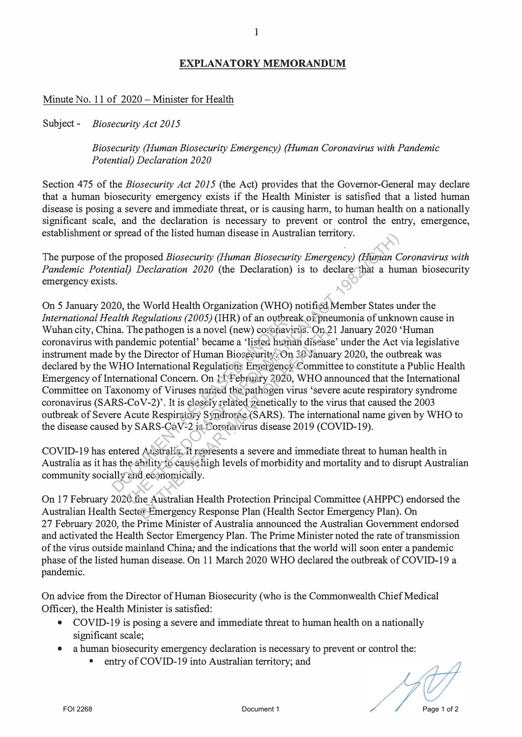# EXPLANATORY MEMORANDUM

Minute No. 11 of 2020 – Minister for Health

Subject - *Biosecurity Act 2015*

*Biosecurity (Human Biosecurity Emergency) (Human Coronavirus with Pandemic Potential) Declaration 2020*

Section 475 of the *Biosecurity Act 2015* (the Act) provides that the Governor-General may declare that a human biosecurity emergency exists if the Health Minister is satisfied that a listed human disease is posing a severe and immediate threat, or is causing harm, to human health on a nationally significant scale, and the declaration is necessary to prevent or control the entry, emergence, establishment or spread of the listed human disease in Australian territory.

The purpose of the proposed *Biosecurity (Human Biosecurity Emergency) (Human Coronavirus with Pandemic Potential) Declaration 2020* (the Declaration) is to declare that a human biosecurity emergency exists.

On 5 January 2020, the World Health Organization (WHO) notified Member States under the *International Health Regulations (2005)* (IHR) of an outbreak of pneumonia of unknown cause in Wuhan city, China. The pathogen is a novel (new) coronavirus. On 21 January 2020 'Human coronavirus with pandemic potential' became a 'listed human disease' under the Act via legislative instrument made by the Director of Human Biosecurity. On 30 January 2020, the outbreak was declared by the WHO International Regulations Emergency Committee to constitute a Public Health Emergency of International Concern. On 11 February 2020, WHO announced that the International Committee on Taxonomy of Viruses named the pathogen virus 'severe acute respiratory syndrome coronavirus (SARS-CoV-2)'. It is closely related genetically to the virus that caused the 2003 outbreak of Severe Acute Respiratory Syndrome (SARS). The international name given by WHO to the disease caused by SARS-CoV-2 is Coronavirus disease 2019 (COVID-19).

COVID-19 has entered Australia. It represents a severe and immediate threat to human health in Australia as it has the ability to cause high levels of morbidity and mortality and to disrupt Australian community socially and economically.

On 17 February 2020 the Australian Health Protection Principal Committee (AHPPC) endorsed the Australian Health Sector Emergency Response Plan (Health Sector Emergency Plan). On 27 February 2020, the Prime Minister of Australia announced the Australian Government endorsed and activated the Health Sector Emergency Plan. The Prime Minister noted the rate of transmission of the virus outside mainland China; and the indications that the world will soon enter a pandemic phase of the listed human disease. On 11 March 2020 WHO declared the outbreak of COVID-19 a pandemic.

On advice from the Director of Human Biosecurity (who is the Commonwealth Chief Medical Officer), the Health Minister is satisfied:

- COVID-19 is posing a severe and immediate threat to human health on a nationally significant scale;
- a human biosecurity emergency declaration is necessary to prevent or control the:
  - entry of COVID-19 into Australian territory; and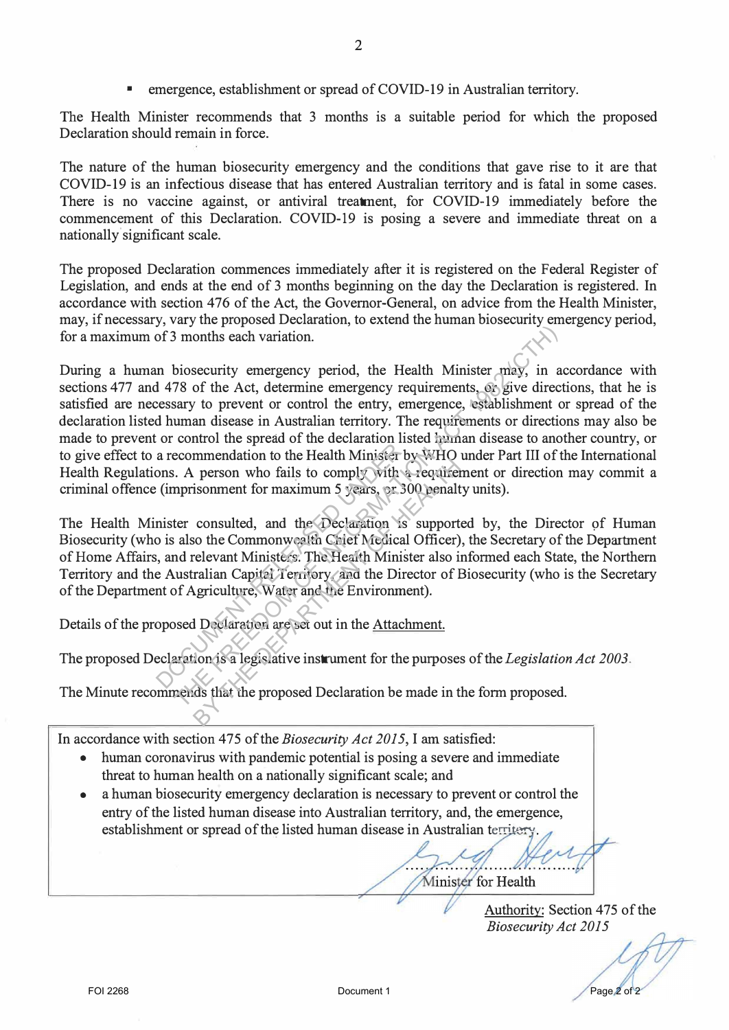- emergence, establishment or spread of COVID-19 in Australian territory.

The Health Minister recommends that 3 months is a suitable period for which the proposed Declaration should remain in force.

The nature of the human biosecurity emergency and the conditions that gave rise to it are that COVID-19 is an infectious disease that has entered Australian territory and is fatal in some cases. There is no vaccine against, or antiviral treatment, for COVID-19 immediately before the commencement of this Declaration. COVID-19 is posing a severe and immediate threat on a nationally significant scale.

The proposed Declaration commences immediately after it is registered on the Federal Register of Legislation, and ends at the end of 3 months beginning on the day the Declaration is registered. In accordance with section 476 of the Act, the Governor-General, on advice from the Health Minister, may, if necessary, vary the proposed Declaration, to extend the human biosecurity emergency period, for a maximum of 3 months each variation.

During a human biosecurity emergency period, the Health Minister may, in accordance with sections 477 and 478 of the Act, determine emergency requirements, or give directions, that he is satisfied are necessary to prevent or control the entry, emergence, establishment or spread of the declaration listed human disease in Australian territory. The requirements or directions may also be made to prevent or control the spread of the declaration listed human disease to another country, or to give effect to a recommendation to the Health Minister by WHO under Part III of the International Health Regulations. A person who fails to comply with a requirement or direction may commit a criminal offence (imprisonment for maximum 5 years, or 300 penalty units).

The Health Minister consulted, and the Declaration is supported by, the Director of Human Biosecurity (who is also the Commonwealth Chief Medical Officer), the Secretary of the Department of Home Affairs, and relevant Ministers. The Health Minister also informed each State, the Northern Territory and the Australian Capital Territory, and the Director of Biosecurity (who is the Secretary of the Department of Agriculture, Water and the Environment).

Details of the proposed Declaration are set out in the Attachment.

The proposed Declaration is a legislative instrument for the purposes of the *Legislation Act 2003*.

The Minute recommends that the proposed Declaration be made in the form proposed.

In accordance with section 475 of the *Biosecurity Act 2015*, I am satisfied:

- human coronavirus with pandemic potential is posing a severe and immediate threat to human health on a nationally significant scale; and
- a human biosecurity emergency declaration is necessary to prevent or control the entry of the listed human disease into Australian territory, and, the emergence, establishment or spread of the listed human disease in Australian territory.

Minister for Health

Authority: Section 475 of the *Biosecurity Act 2015*

FOI 2268 Document 1